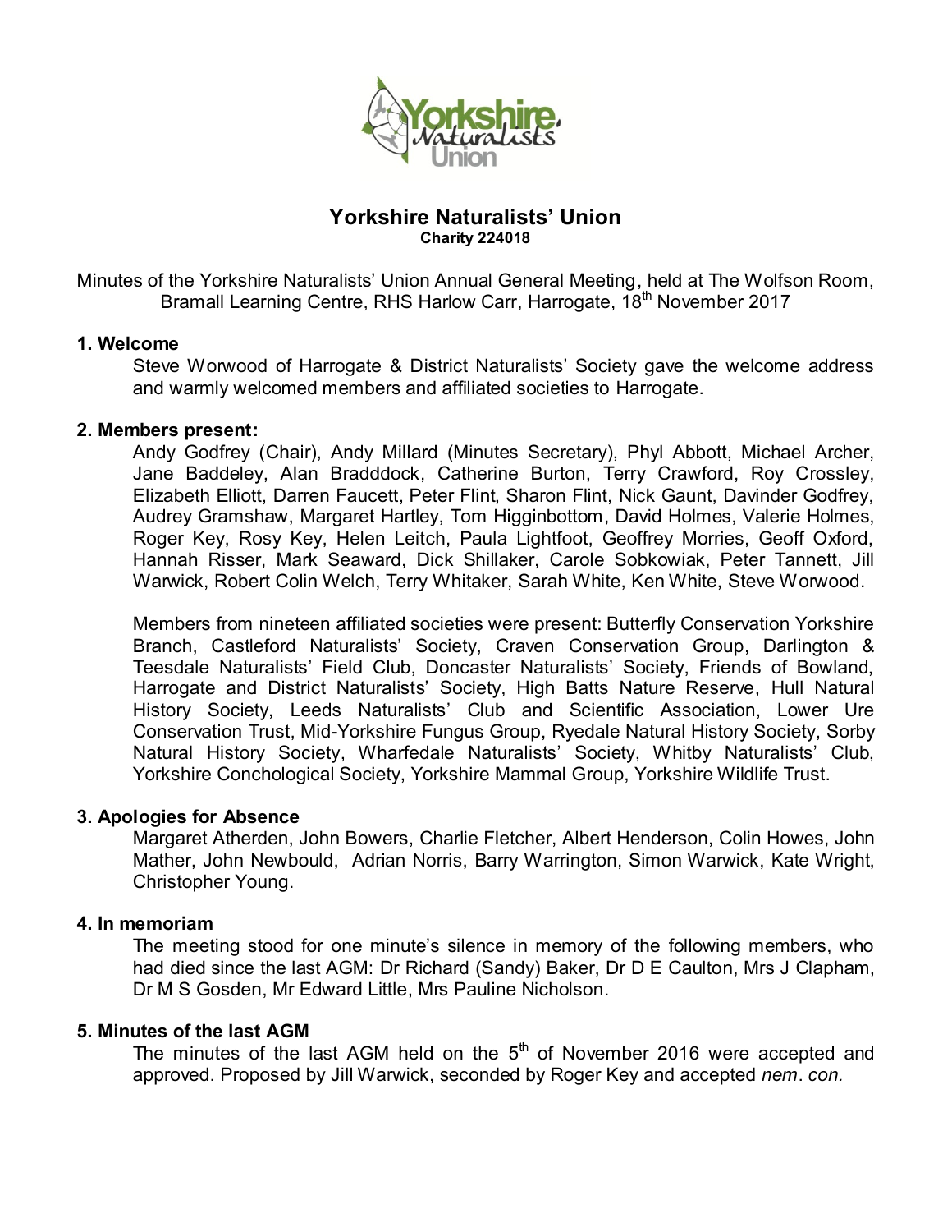# Yorkshire Naturalists' Union

**Charity 224018**

Minutes of the Yorkshire Naturalists' Union Annual General Meeting, held at The Wolfson Room, Bramall Learning Centre, RHS Harlow Carr, Harrogate, 18th November 2017

## 1. Welcome

Steve Worwood of Harrogate & District Naturalists' Society gave the welcome address and warmly welcomed members and affiliated societies to Harrogate.

## 2. Members present:

Andy Godfrey (Chair), Andy Millard (Minutes Secretary), Phyl Abbott, Michael Archer, Jane Baddeley, Alan Bradddock, Catherine Burton, Terry Crawford, Roy Crossley, Elizabeth Elliott, Darren Faucett, Peter Flint, Sharon Flint, Nick Gaunt, Davinder Godfrey, Audrey Gramshaw, Margaret Hartley, Tom Higginbottom, David Holmes, Valerie Holmes, Roger Key, Rosy Key, Helen Leitch, Paula Lightfoot, Geoffrey Morries, Geoff Oxford, Hannah Risser, Mark Seaward, Dick Shillaker, Carole Sobkowiak, Peter Tannett, Jill Warwick, Robert Colin Welch, Terry Whitaker, Sarah White, Ken White, Steve Worwood.

Members from nineteen affiliated societies were present: Butterfly Conservation Yorkshire Branch, Castleford Naturalists' Society, Craven Conservation Group, Darlington & Teesdale Naturalists' Field Club, Doncaster Naturalists' Society, Friends of Bowland, Harrogate and District Naturalists' Society, High Batts Nature Reserve, Hull Natural History Society, Leeds Naturalists' Club and Scientific Association, Lower Ure Conservation Trust, Mid-Yorkshire Fungus Group, Ryedale Natural History Society, Sorby Natural History Society, Wharfedale Naturalists' Society, Whitby Naturalists' Club, Yorkshire Conchological Society, Yorkshire Mammal Group, Yorkshire Wildlife Trust.

## 3. Apologies for Absence

Margaret Atherden, John Bowers, Charlie Fletcher, Albert Henderson, Colin Howes, John Mather, John Newbould, Adrian Norris, Barry Warrington, Simon Warwick, Kate Wright, Christopher Young.

## 4. In memoriam

The meeting stood for one minute's silence in memory of the following members, who had died since the last AGM: Dr Richard (Sandy) Baker, Dr D E Caulton, Mrs J Clapham, Dr M S Gosden, Mr Edward Little, Mrs Pauline Nicholson.

## 5. Minutes of the last AGM

The minutes of the last AGM held on the 5th of November 2016 were accepted and approved. Proposed by Jill Warwick, seconded by Roger Key and accepted *nem. con.*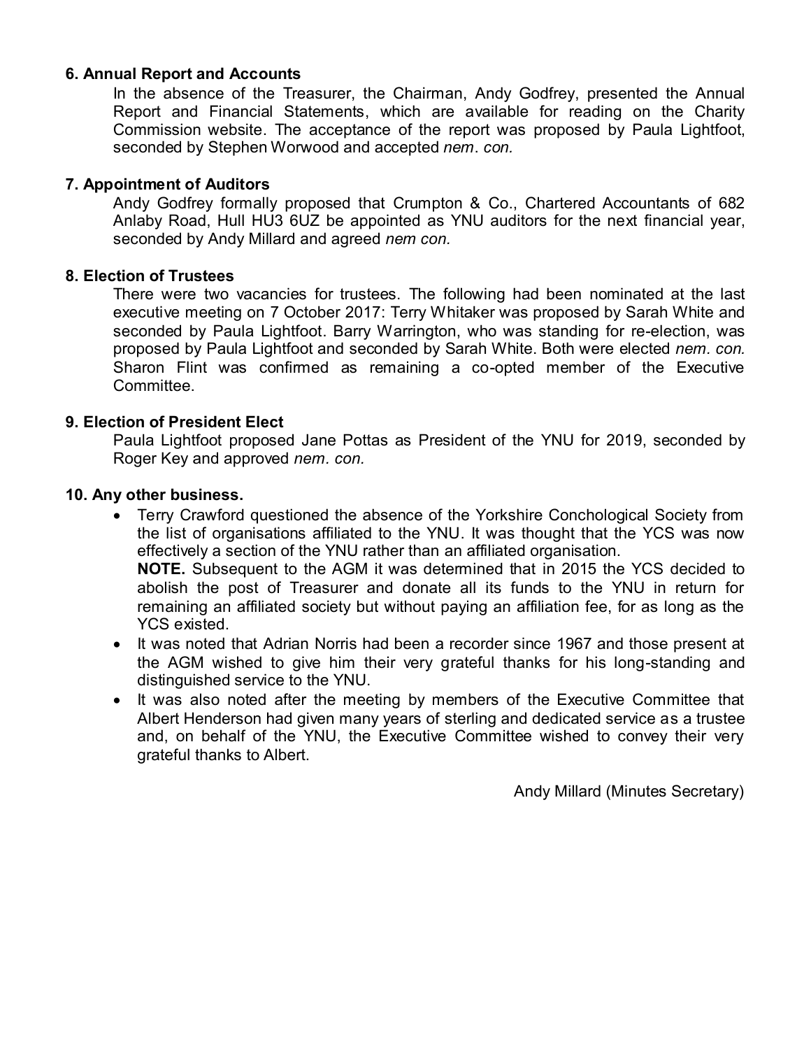**6. Annual Report and Accounts**

In the absence of the Treasurer, the Chairman, Andy Godfrey, presented the Annual Report and Financial Statements, which are available for reading on the Charity Commission website. The acceptance of the report was proposed by Paula Lightfoot, seconded by Stephen Worwood and accepted *nem. con.*

**7. Appointment of Auditors**

Andy Godfrey formally proposed that Crumpton & Co., Chartered Accountants of 682 Anlaby Road, Hull HU3 6UZ be appointed as YNU auditors for the next financial year, seconded by Andy Millard and agreed *nem con.*

**8. Election of Trustees**

There were two vacancies for trustees. The following had been nominated at the last executive meeting on 7 October 2017: Terry Whitaker was proposed by Sarah White and seconded by Paula Lightfoot. Barry Warrington, who was standing for re-election, was proposed by Paula Lightfoot and seconded by Sarah White. Both were elected *nem. con.* Sharon Flint was confirmed as remaining a co-opted member of the Executive Committee.

**9. Election of President Elect**

Paula Lightfoot proposed Jane Pottas as President of the YNU for 2019, seconded by Roger Key and approved *nem. con.*

**10. Any other business.**

- Terry Crawford questioned the absence of the Yorkshire Conchological Society from the list of organisations affiliated to the YNU. It was thought that the YCS was now effectively a section of the YNU rather than an affiliated organisation.
  **NOTE.** Subsequent to the AGM it was determined that in 2015 the YCS decided to abolish the post of Treasurer and donate all its funds to the YNU in return for remaining an affiliated society but without paying an affiliation fee, for as long as the YCS existed.
- It was noted that Adrian Norris had been a recorder since 1967 and those present at the AGM wished to give him their very grateful thanks for his long-standing and distinguished service to the YNU.
- It was also noted after the meeting by members of the Executive Committee that Albert Henderson had given many years of sterling and dedicated service as a trustee and, on behalf of the YNU, the Executive Committee wished to convey their very grateful thanks to Albert.

Andy Millard (Minutes Secretary)